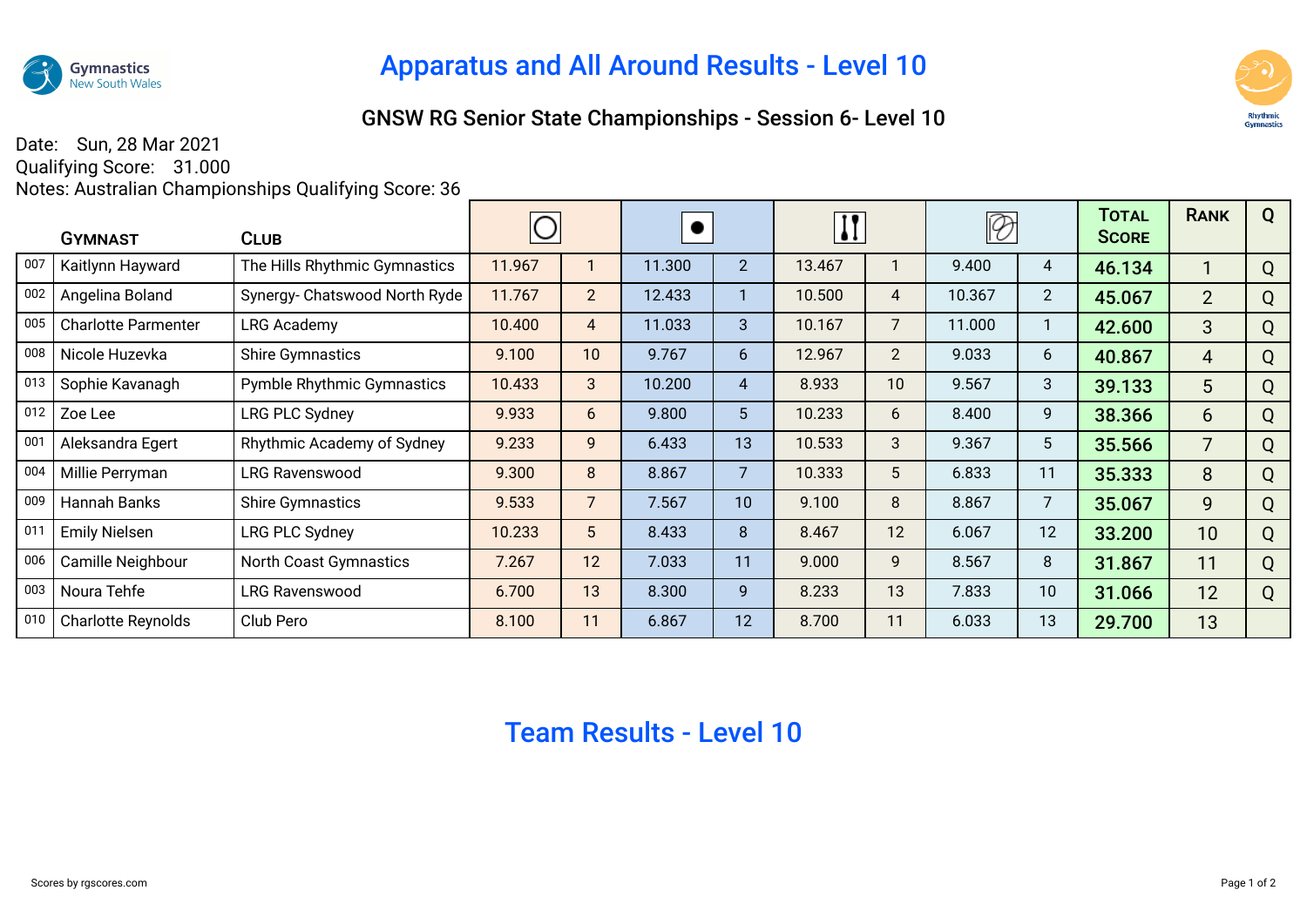# Apparatus and All Around Results - Level 10

## GNSW RG Senior State Championships - Session 6- Level 10

Date: Sun, 28 Mar 2021
Qualifying Score: 31.000
Notes: Australian Championships Qualifying Score: 36

| | Gymnast | Club | Hoop | | Ball | | Clubs | | Ribbon | | Total Score | Rank | Q |
|---|---|---|---|---|---|---|---|---|---|---|---|---|---|
| 007 | Kaitlynn Hayward | The Hills Rhythmic Gymnastics | 11.967 | 1 | 11.300 | 2 | 13.467 | 1 | 9.400 | 4 | **46.134** | 1 | Q |
| 002 | Angelina Boland | Synergy- Chatswood North Ryde | 11.767 | 2 | 12.433 | 1 | 10.500 | 4 | 10.367 | 2 | **45.067** | 2 | Q |
| 005 | Charlotte Parmenter | LRG Academy | 10.400 | 4 | 11.033 | 3 | 10.167 | 7 | 11.000 | 1 | **42.600** | 3 | Q |
| 008 | Nicole Huzevka | Shire Gymnastics | 9.100 | 10 | 9.767 | 6 | 12.967 | 2 | 9.033 | 6 | **40.867** | 4 | Q |
| 013 | Sophie Kavanagh | Pymble Rhythmic Gymnastics | 10.433 | 3 | 10.200 | 4 | 8.933 | 10 | 9.567 | 3 | **39.133** | 5 | Q |
| 012 | Zoe Lee | LRG PLC Sydney | 9.933 | 6 | 9.800 | 5 | 10.233 | 6 | 8.400 | 9 | **38.366** | 6 | Q |
| 001 | Aleksandra Egert | Rhythmic Academy of Sydney | 9.233 | 9 | 6.433 | 13 | 10.533 | 3 | 9.367 | 5 | **35.566** | 7 | Q |
| 004 | Millie Perryman | LRG Ravenswood | 9.300 | 8 | 8.867 | 7 | 10.333 | 5 | 6.833 | 11 | **35.333** | 8 | Q |
| 009 | Hannah Banks | Shire Gymnastics | 9.533 | 7 | 7.567 | 10 | 9.100 | 8 | 8.867 | 7 | **35.067** | 9 | Q |
| 011 | Emily Nielsen | LRG PLC Sydney | 10.233 | 5 | 8.433 | 8 | 8.467 | 12 | 6.067 | 12 | **33.200** | 10 | Q |
| 006 | Camille Neighbour | North Coast Gymnastics | 7.267 | 12 | 7.033 | 11 | 9.000 | 9 | 8.567 | 8 | **31.867** | 11 | Q |
| 003 | Noura Tehfe | LRG Ravenswood | 6.700 | 13 | 8.300 | 9 | 8.233 | 13 | 7.833 | 10 | **31.066** | 12 | Q |
| 010 | Charlotte Reynolds | Club Pero | 8.100 | 11 | 6.867 | 12 | 8.700 | 11 | 6.033 | 13 | **29.700** | 13 | |

# Team Results - Level 10

Scores by rgscores.com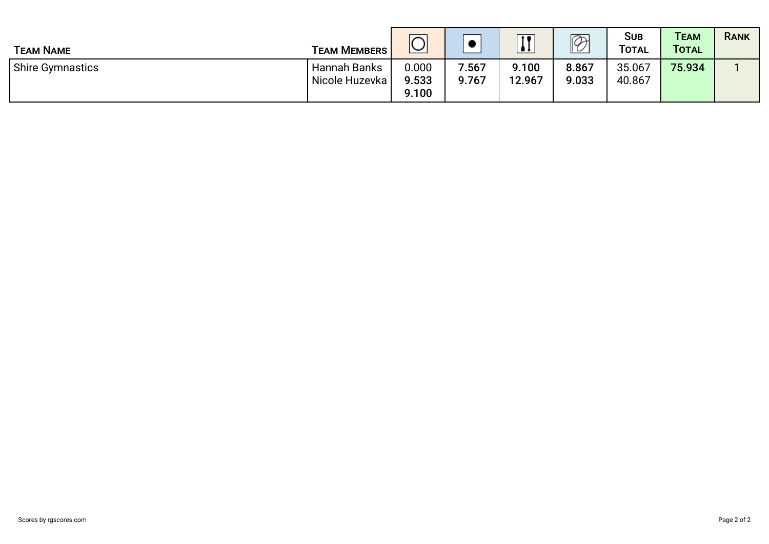| Team Name | Team Members | ◯ | ● | ǁ | ∅ | Sub Total | Team Total | Rank |
|---|---|---|---|---|---|---|---|---|
| Shire Gymnastics | Hannah Banks<br>Nicole Huzevka | 0.000<br>**9.533**<br>**9.100** | **7.567**<br>**9.767** | **9.100**<br>**12.967** | **8.867**<br>**9.033** | 35.067<br>40.867 | **75.934** | 1 |

Scores by rgscores.com